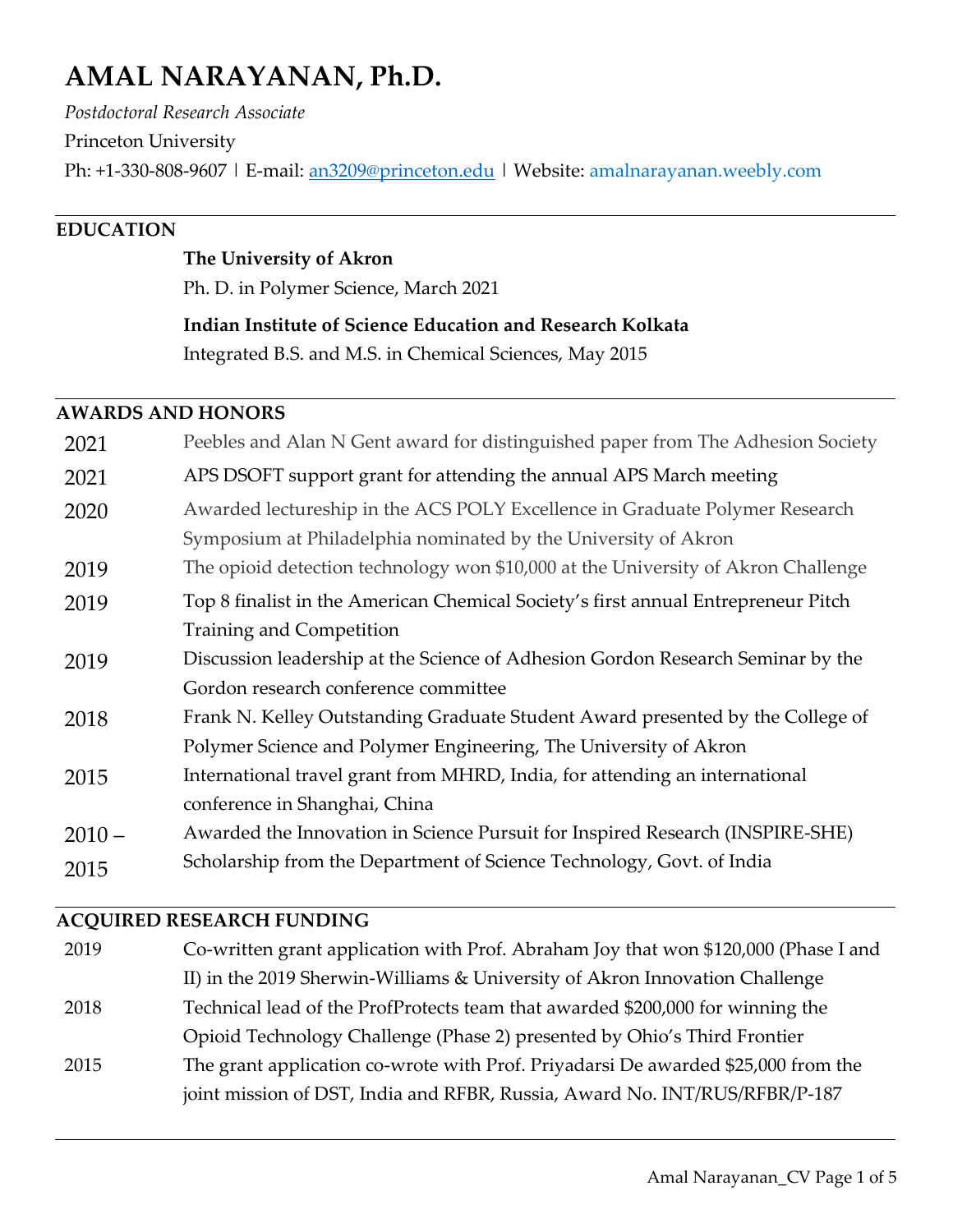# AMAL NARAYANAN, Ph.D.

*Postdoctoral Research Associate*

Princeton University

Ph: +1-330-808-9607 | E-mail: an3209@princeton.edu | Website: amalnarayanan.weebly.com

## EDUCATION

**The University of Akron**

Ph. D. in Polymer Science, March 2021

**Indian Institute of Science Education and Research Kolkata**

Integrated B.S. and M.S. in Chemical Sciences, May 2015

## AWARDS AND HONORS

| | |
|---|---|
| 2021 | Peebles and Alan N Gent award for distinguished paper from The Adhesion Society |
| 2021 | APS DSOFT support grant for attending the annual APS March meeting |
| 2020 | Awarded lectureship in the ACS POLY Excellence in Graduate Polymer Research Symposium at Philadelphia nominated by the University of Akron |
| 2019 | The opioid detection technology won $10,000 at the University of Akron Challenge |
| 2019 | Top 8 finalist in the American Chemical Society's first annual Entrepreneur Pitch Training and Competition |
| 2019 | Discussion leadership at the Science of Adhesion Gordon Research Seminar by the Gordon research conference committee |
| 2018 | Frank N. Kelley Outstanding Graduate Student Award presented by the College of Polymer Science and Polymer Engineering, The University of Akron |
| 2015 | International travel grant from MHRD, India, for attending an international conference in Shanghai, China |
| 2010 – 2015 | Awarded the Innovation in Science Pursuit for Inspired Research (INSPIRE-SHE) Scholarship from the Department of Science Technology, Govt. of India |

## ACQUIRED RESEARCH FUNDING

| | |
|---|---|
| 2019 | Co-written grant application with Prof. Abraham Joy that won $120,000 (Phase I and II) in the 2019 Sherwin-Williams & University of Akron Innovation Challenge |
| 2018 | Technical lead of the ProfProtects team that awarded $200,000 for winning the Opioid Technology Challenge (Phase 2) presented by Ohio's Third Frontier |
| 2015 | The grant application co-wrote with Prof. Priyadarsi De awarded $25,000 from the joint mission of DST, India and RFBR, Russia, Award No. INT/RUS/RFBR/P-187 |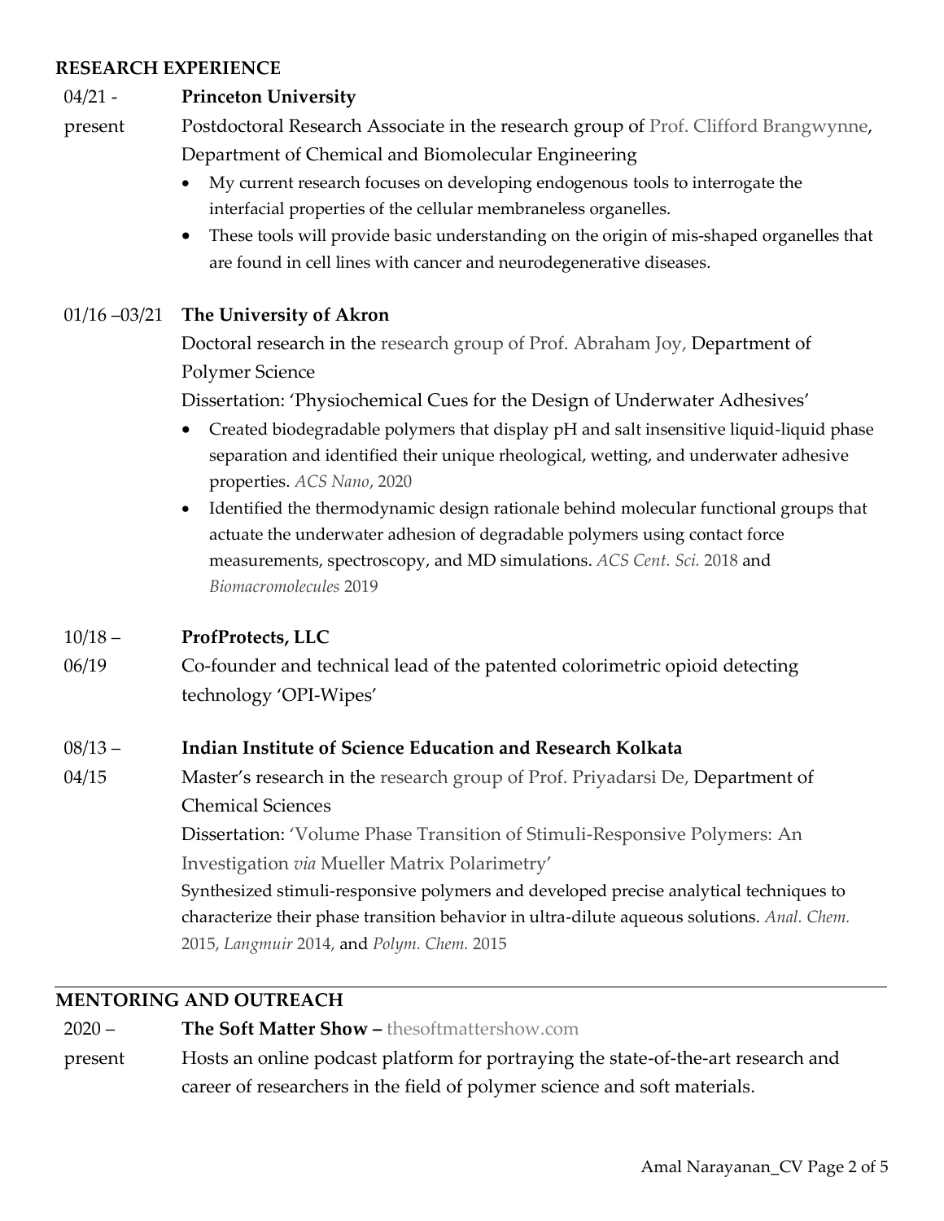## RESEARCH EXPERIENCE

**04/21 - present** | **Princeton University**

Postdoctoral Research Associate in the research group of Prof. Clifford Brangwynne, Department of Chemical and Biomolecular Engineering

- My current research focuses on developing endogenous tools to interrogate the interfacial properties of the cellular membraneless organelles.
- These tools will provide basic understanding on the origin of mis-shaped organelles that are found in cell lines with cancer and neurodegenerative diseases.

**01/16 –03/21** | **The University of Akron**

Doctoral research in the research group of Prof. Abraham Joy, Department of Polymer Science

Dissertation: 'Physiochemical Cues for the Design of Underwater Adhesives'

- Created biodegradable polymers that display pH and salt insensitive liquid-liquid phase separation and identified their unique rheological, wetting, and underwater adhesive properties. *ACS Nano*, 2020
- Identified the thermodynamic design rationale behind molecular functional groups that actuate the underwater adhesion of degradable polymers using contact force measurements, spectroscopy, and MD simulations. *ACS Cent. Sci.* 2018 and *Biomacromolecules* 2019

**10/18 – 06/19** | **ProfProtects, LLC**

Co-founder and technical lead of the patented colorimetric opioid detecting technology 'OPI-Wipes'

**08/13 – 04/15** | **Indian Institute of Science Education and Research Kolkata**

Master's research in the research group of Prof. Priyadarsi De, Department of Chemical Sciences

Dissertation: 'Volume Phase Transition of Stimuli-Responsive Polymers: An Investigation *via* Mueller Matrix Polarimetry'

Synthesized stimuli-responsive polymers and developed precise analytical techniques to characterize their phase transition behavior in ultra-dilute aqueous solutions. *Anal. Chem.* 2015, *Langmuir* 2014, and *Polym. Chem.* 2015

## MENTORING AND OUTREACH

**2020 – present** | **The Soft Matter Show –** thesoftmattershow.com

Hosts an online podcast platform for portraying the state-of-the-art research and career of researchers in the field of polymer science and soft materials.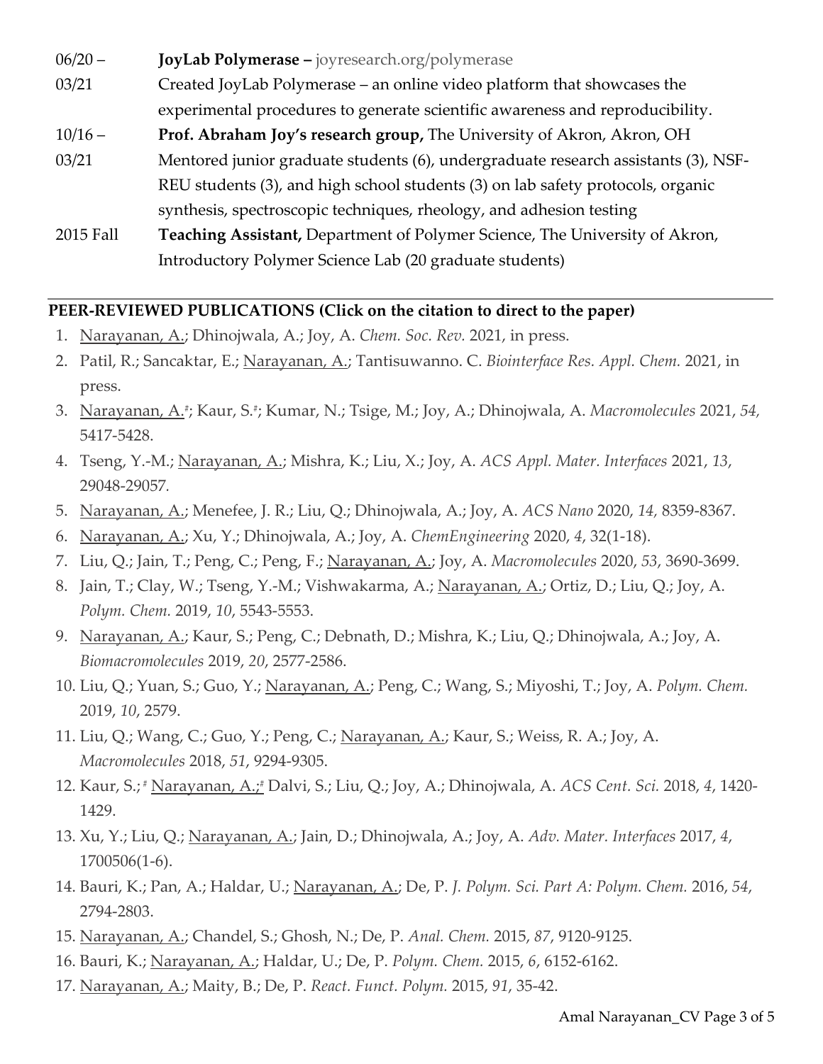06/20 – 03/21 **JoyLab Polymerase –** joyresearch.org/polymerase
Created JoyLab Polymerase – an online video platform that showcases the experimental procedures to generate scientific awareness and reproducibility.

10/16 – 03/21 **Prof. Abraham Joy's research group,** The University of Akron, Akron, OH
Mentored junior graduate students (6), undergraduate research assistants (3), NSF-REU students (3), and high school students (3) on lab safety protocols, organic synthesis, spectroscopic techniques, rheology, and adhesion testing

2015 Fall **Teaching Assistant,** Department of Polymer Science, The University of Akron, Introductory Polymer Science Lab (20 graduate students)

---

**PEER-REVIEWED PUBLICATIONS (Click on the citation to direct to the paper)**

1. Narayanan, A.; Dhinojwala, A.; Joy, A. *Chem. Soc. Rev.* 2021, in press.
2. Patil, R.; Sancaktar, E.; Narayanan, A.; Tantisuwanno. C. *Biointerface Res. Appl. Chem.* 2021, in press.
3. Narayanan, A.[#]; Kaur, S.[#]; Kumar, N.; Tsige, M.; Joy, A.; Dhinojwala, A. *Macromolecules* 2021, *54,* 5417-5428.
4. Tseng, Y.-M.; Narayanan, A.; Mishra, K.; Liu, X.; Joy, A. *ACS Appl. Mater. Interfaces* 2021, *13*, 29048-29057.
5. Narayanan, A.; Menefee, J. R.; Liu, Q.; Dhinojwala, A.; Joy, A. *ACS Nano* 2020, *14,* 8359-8367.
6. Narayanan, A.; Xu, Y.; Dhinojwala, A.; Joy, A. *ChemEngineering* 2020, *4*, 32(1-18).
7. Liu, Q.; Jain, T.; Peng, C.; Peng, F.; Narayanan, A.; Joy, A. *Macromolecules* 2020, *53*, 3690-3699.
8. Jain, T.; Clay, W.; Tseng, Y.-M.; Vishwakarma, A.; Narayanan, A.; Ortiz, D.; Liu, Q.; Joy, A. *Polym. Chem.* 2019, *10*, 5543-5553.
9. Narayanan, A.; Kaur, S.; Peng, C.; Debnath, D.; Mishra, K.; Liu, Q.; Dhinojwala, A.; Joy, A. *Biomacromolecules* 2019, *20*, 2577-2586.
10. Liu, Q.; Yuan, S.; Guo, Y.; Narayanan, A.; Peng, C.; Wang, S.; Miyoshi, T.; Joy, A. *Polym. Chem.* 2019, *10*, 2579.
11. Liu, Q.; Wang, C.; Guo, Y.; Peng, C.; Narayanan, A.; Kaur, S.; Weiss, R. A.; Joy, A. *Macromolecules* 2018, *51*, 9294-9305.
12. Kaur, S.;[#] Narayanan, A.;[#] Dalvi, S.; Liu, Q.; Joy, A.; Dhinojwala, A. *ACS Cent. Sci.* 2018, *4*, 1420-1429.
13. Xu, Y.; Liu, Q.; Narayanan, A.; Jain, D.; Dhinojwala, A.; Joy, A. *Adv. Mater. Interfaces* 2017, *4*, 1700506(1-6).
14. Bauri, K.; Pan, A.; Haldar, U.; Narayanan, A.; De, P. *J. Polym. Sci. Part A: Polym. Chem.* 2016, *54*, 2794-2803.
15. Narayanan, A.; Chandel, S.; Ghosh, N.; De, P. *Anal. Chem.* 2015, *87*, 9120-9125.
16. Bauri, K.; Narayanan, A.; Haldar, U.; De, P. *Polym. Chem.* 2015, *6*, 6152-6162.
17. Narayanan, A.; Maity, B.; De, P. *React. Funct. Polym.* 2015, *91*, 35-42.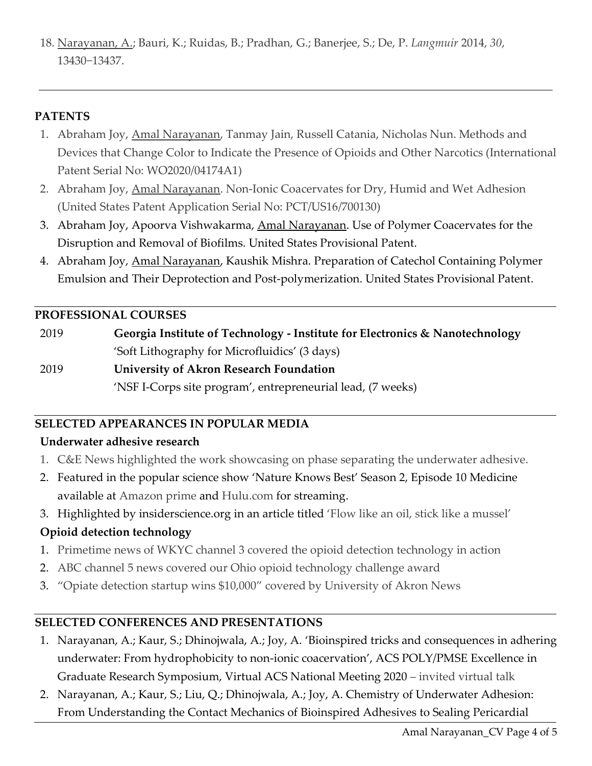18. Narayanan, A.; Bauri, K.; Ruidas, B.; Pradhan, G.; Banerjee, S.; De, P. *Langmuir* 2014, *30*, 13430−13437.

---

## PATENTS

1. Abraham Joy, Amal Narayanan, Tanmay Jain, Russell Catania, Nicholas Nun. Methods and Devices that Change Color to Indicate the Presence of Opioids and Other Narcotics (International Patent Serial No: WO2020/04174A1)
2. Abraham Joy, Amal Narayanan. Non-Ionic Coacervates for Dry, Humid and Wet Adhesion (United States Patent Application Serial No: PCT/US16/700130)
3. Abraham Joy, Apoorva Vishwakarma, Amal Narayanan. Use of Polymer Coacervates for the Disruption and Removal of Biofilms. United States Provisional Patent.
4. Abraham Joy, Amal Narayanan, Kaushik Mishra. Preparation of Catechol Containing Polymer Emulsion and Their Deprotection and Post-polymerization. United States Provisional Patent.

## PROFESSIONAL COURSES

| | |
|---|---|
| 2019 | **Georgia Institute of Technology - Institute for Electronics & Nanotechnology** |
| | 'Soft Lithography for Microfluidics' (3 days) |
| 2019 | **University of Akron Research Foundation** |
| | 'NSF I-Corps site program', entrepreneurial lead, (7 weeks) |

## SELECTED APPEARANCES IN POPULAR MEDIA

### Underwater adhesive research

1. C&E News highlighted the work showcasing on phase separating the underwater adhesive.
2. Featured in the popular science show 'Nature Knows Best' Season 2, Episode 10 Medicine available at Amazon prime and Hulu.com for streaming.
3. Highlighted by insiderscience.org in an article titled 'Flow like an oil, stick like a mussel'

### Opioid detection technology

1. Primetime news of WKYC channel 3 covered the opioid detection technology in action
2. ABC channel 5 news covered our Ohio opioid technology challenge award
3. "Opiate detection startup wins $10,000" covered by University of Akron News

## SELECTED CONFERENCES AND PRESENTATIONS

1. Narayanan, A.; Kaur, S.; Dhinojwala, A.; Joy, A. 'Bioinspired tricks and consequences in adhering underwater: From hydrophobicity to non-ionic coacervation', ACS POLY/PMSE Excellence in Graduate Research Symposium, Virtual ACS National Meeting 2020 – invited virtual talk
2. Narayanan, A.; Kaur, S.; Liu, Q.; Dhinojwala, A.; Joy, A. Chemistry of Underwater Adhesion: From Understanding the Contact Mechanics of Bioinspired Adhesives to Sealing Pericardial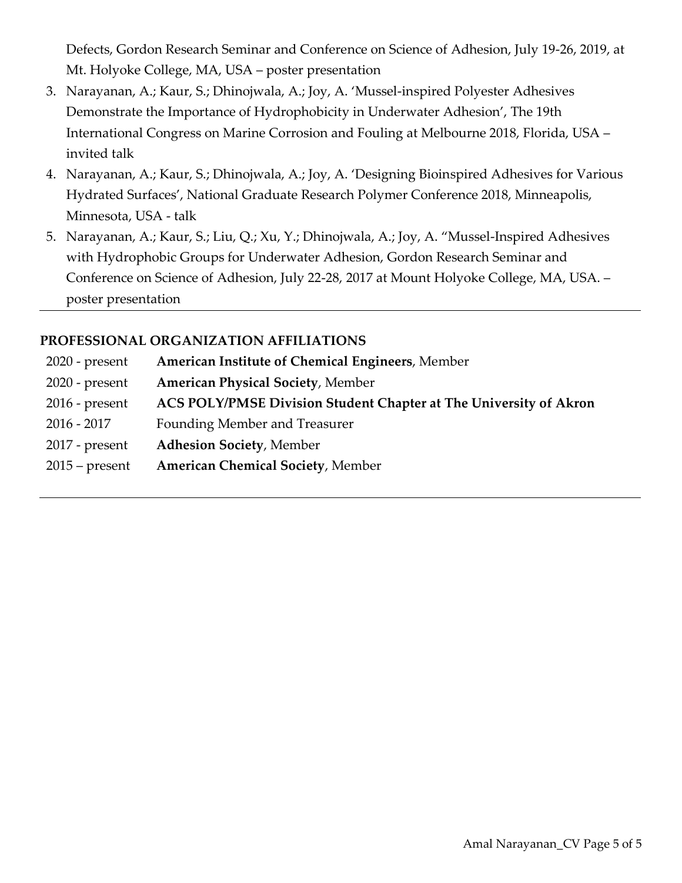Defects, Gordon Research Seminar and Conference on Science of Adhesion, July 19-26, 2019, at Mt. Holyoke College, MA, USA – poster presentation

3. Narayanan, A.; Kaur, S.; Dhinojwala, A.; Joy, A. 'Mussel-inspired Polyester Adhesives Demonstrate the Importance of Hydrophobicity in Underwater Adhesion', The 19th International Congress on Marine Corrosion and Fouling at Melbourne 2018, Florida, USA – invited talk
4. Narayanan, A.; Kaur, S.; Dhinojwala, A.; Joy, A. 'Designing Bioinspired Adhesives for Various Hydrated Surfaces', National Graduate Research Polymer Conference 2018, Minneapolis, Minnesota, USA - talk
5. Narayanan, A.; Kaur, S.; Liu, Q.; Xu, Y.; Dhinojwala, A.; Joy, A. "Mussel-Inspired Adhesives with Hydrophobic Groups for Underwater Adhesion, Gordon Research Seminar and Conference on Science of Adhesion, July 22-28, 2017 at Mount Holyoke College, MA, USA. – poster presentation

## PROFESSIONAL ORGANIZATION AFFILIATIONS

| | |
|---|---|
| 2020 - present | **American Institute of Chemical Engineers**, Member |
| 2020 - present | **American Physical Society**, Member |
| 2016 - present | **ACS POLY/PMSE Division Student Chapter at The University of Akron** |
| 2016 - 2017 | Founding Member and Treasurer |
| 2017 - present | **Adhesion Society**, Member |
| 2015 – present | **American Chemical Society**, Member |